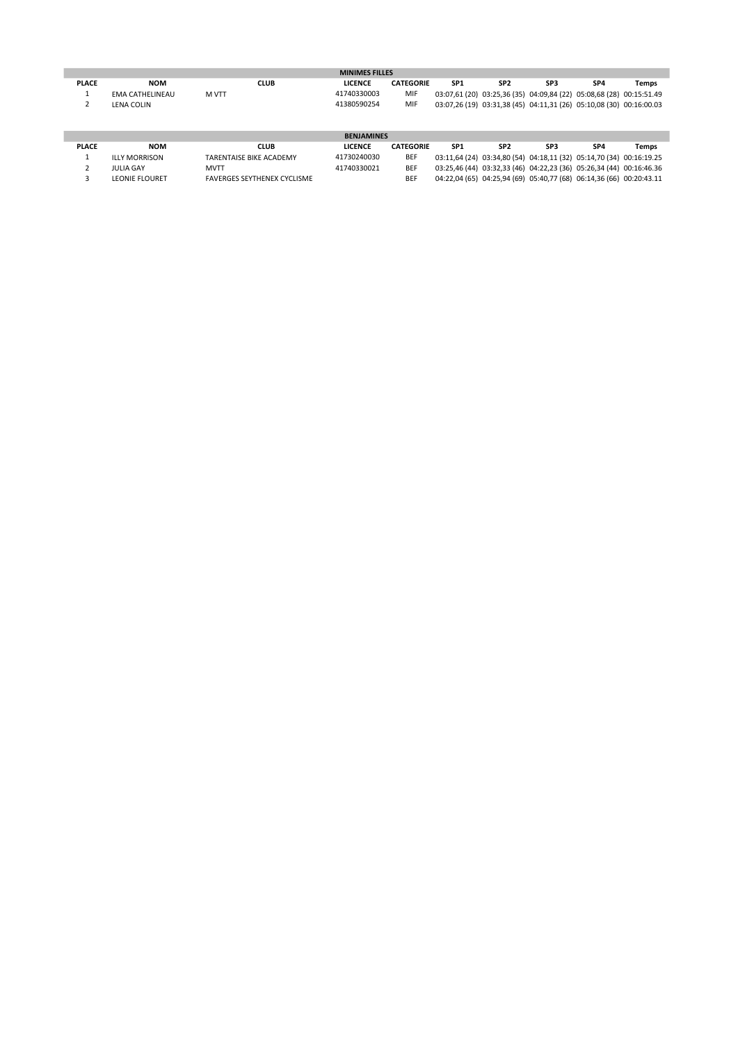| MINIMES FILLES | | | | | | | | | |
|---|---|---|---|---|---|---|---|---|---|
| **PLACE** | **NOM** | **CLUB** | **LICENCE** | **CATEGORIE** | **SP1** | **SP2** | **SP3** | **SP4** | **Temps** |
| 1 | EMA CATHELINEAU | M VTT | 41740330003 | MIF | 03:07,61 (20) | 03:25,36 (35) | 04:09,84 (22) | 05:08,68 (28) | 00:15:51.49 |
| 2 | LENA COLIN | | 41380590254 | MIF | 03:07,26 (19) | 03:31,38 (45) | 04:11,31 (26) | 05:10,08 (30) | 00:16:00.03 |

| BENJAMINES | | | | | | | | | |
|---|---|---|---|---|---|---|---|---|---|
| **PLACE** | **NOM** | **CLUB** | **LICENCE** | **CATEGORIE** | **SP1** | **SP2** | **SP3** | **SP4** | **Temps** |
| 1 | ILLY MORRISON | TARENTAISE BIKE ACADEMY | 41730240030 | BEF | 03:11,64 (24) | 03:34,80 (54) | 04:18,11 (32) | 05:14,70 (34) | 00:16:19.25 |
| 2 | JULIA GAY | MVTT | 41740330021 | BEF | 03:25,46 (44) | 03:32,33 (46) | 04:22,23 (36) | 05:26,34 (44) | 00:16:46.36 |
| 3 | LEONIE FLOURET | FAVERGES SEYTHENEX CYCLISME | | BEF | 04:22,04 (65) | 04:25,94 (69) | 05:40,77 (68) | 06:14,36 (66) | 00:20:43.11 |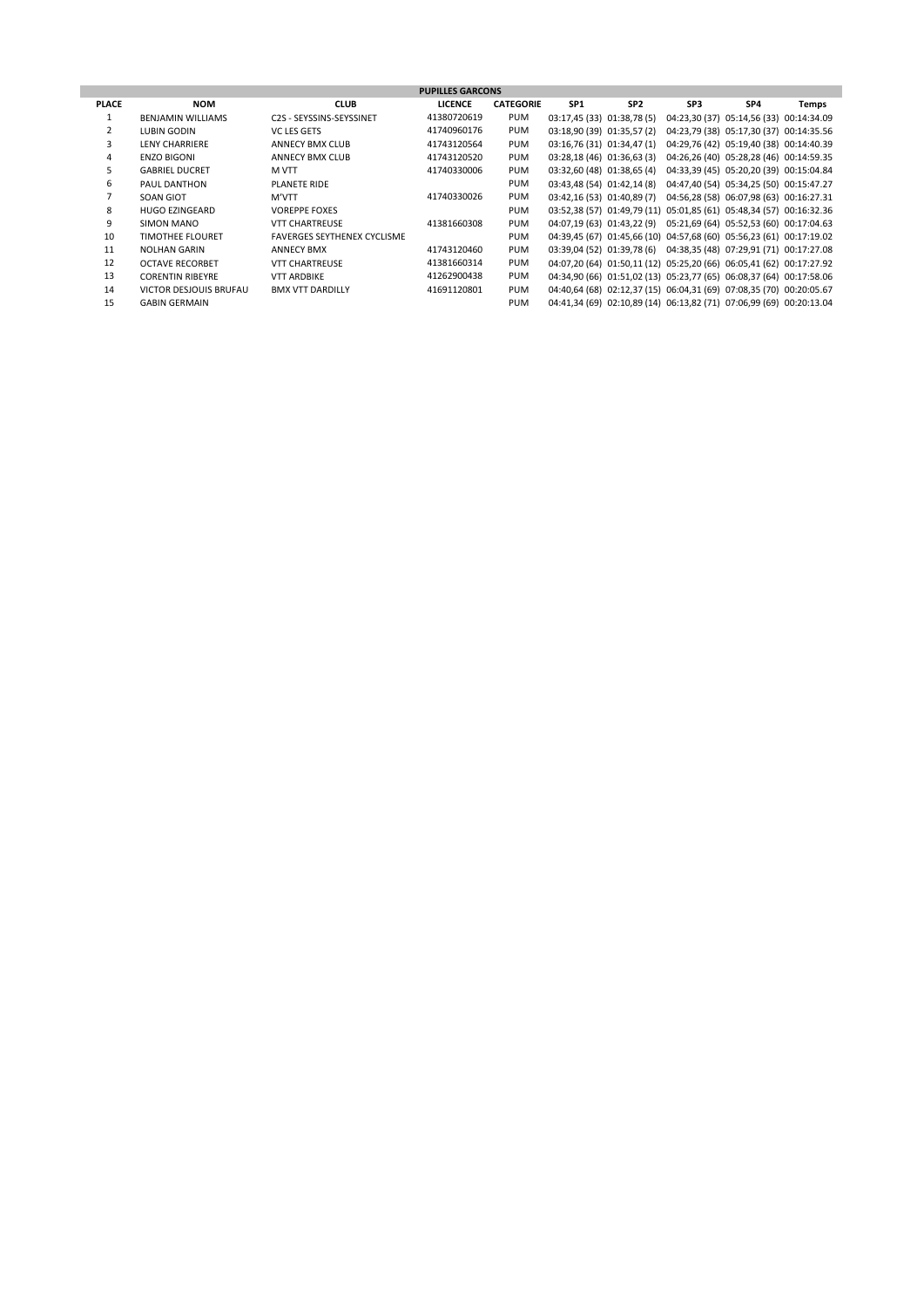| PUPILLES GARCONS | | | | | | | | | |
|---|---|---|---|---|---|---|---|---|---|
| **PLACE** | **NOM** | **CLUB** | **LICENCE** | **CATEGORIE** | **SP1** | **SP2** | **SP3** | **SP4** | **Temps** |
| 1 | BENJAMIN WILLIAMS | C2S - SEYSSINS-SEYSSINET | 41380720619 | PUM | 03:17,45 (33) | 01:38,78 (5) | 04:23,30 (37) | 05:14,56 (33) | 00:14:34.09 |
| 2 | LUBIN GODIN | VC LES GETS | 41740960176 | PUM | 03:18,90 (39) | 01:35,57 (2) | 04:23,79 (38) | 05:17,30 (37) | 00:14:35.56 |
| 3 | LENY CHARRIERE | ANNECY BMX CLUB | 41743120564 | PUM | 03:16,76 (31) | 01:34,47 (1) | 04:29,76 (42) | 05:19,40 (38) | 00:14:40.39 |
| 4 | ENZO BIGONI | ANNECY BMX CLUB | 41743120520 | PUM | 03:28,18 (46) | 01:36,63 (3) | 04:26,26 (40) | 05:28,28 (46) | 00:14:59.35 |
| 5 | GABRIEL DUCRET | M VTT | 41740330006 | PUM | 03:32,60 (48) | 01:38,65 (4) | 04:33,39 (45) | 05:20,20 (39) | 00:15:04.84 |
| 6 | PAUL DANTHON | PLANETE RIDE | | PUM | 03:43,48 (54) | 01:42,14 (8) | 04:47,40 (54) | 05:34,25 (50) | 00:15:47.27 |
| 7 | SOAN GIOT | M'VTT | 41740330026 | PUM | 03:42,16 (53) | 01:40,89 (7) | 04:56,28 (58) | 06:07,98 (63) | 00:16:27.31 |
| 8 | HUGO EZINGEARD | VOREPPE FOXES | | PUM | 03:52,38 (57) | 01:49,79 (11) | 05:01,85 (61) | 05:48,34 (57) | 00:16:32.36 |
| 9 | SIMON MANO | VTT CHARTREUSE | 41381660308 | PUM | 04:07,19 (63) | 01:43,22 (9) | 05:21,69 (64) | 05:52,53 (60) | 00:17:04.63 |
| 10 | TIMOTHEE FLOURET | FAVERGES SEYTHENEX CYCLISME | | PUM | 04:39,45 (67) | 01:45,66 (10) | 04:57,68 (60) | 05:56,23 (61) | 00:17:19.02 |
| 11 | NOLHAN GARIN | ANNECY BMX | 41743120460 | PUM | 03:39,04 (52) | 01:39,78 (6) | 04:38,35 (48) | 07:29,91 (71) | 00:17:27.08 |
| 12 | OCTAVE RECORBET | VTT CHARTREUSE | 41381660314 | PUM | 04:07,20 (64) | 01:50,11 (12) | 05:25,20 (66) | 06:05,41 (62) | 00:17:27.92 |
| 13 | CORENTIN RIBEYRE | VTT ARDBIKE | 41262900438 | PUM | 04:34,90 (66) | 01:51,02 (13) | 05:23,77 (65) | 06:08,37 (64) | 00:17:58.06 |
| 14 | VICTOR DESJOUIS BRUFAU | BMX VTT DARDILLY | 41691120801 | PUM | 04:40,64 (68) | 02:12,37 (15) | 06:04,31 (69) | 07:08,35 (70) | 00:20:05.67 |
| 15 | GABIN GERMAIN | | | PUM | 04:41,34 (69) | 02:10,89 (14) | 06:13,82 (71) | 07:06,99 (69) | 00:20:13.04 |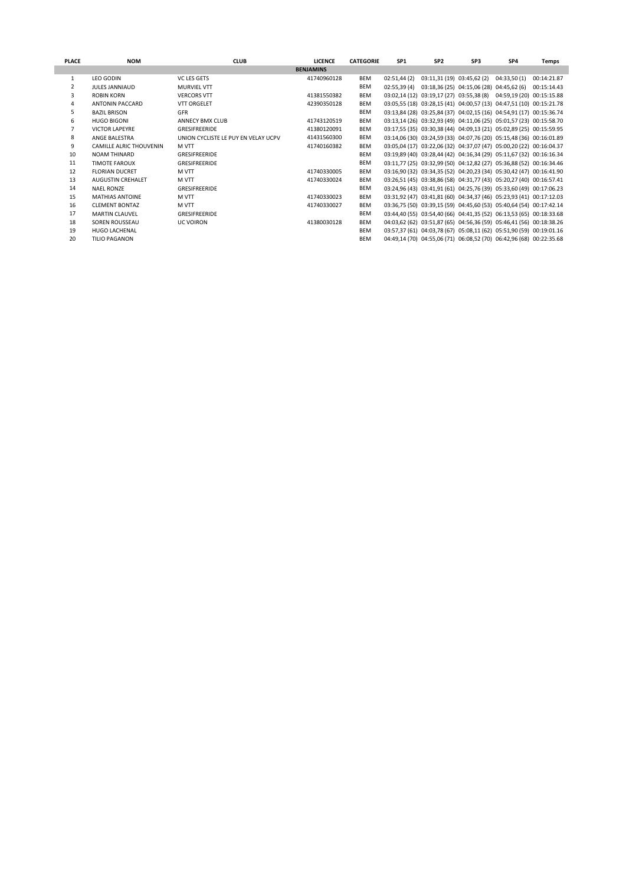| PLACE | NOM | CLUB | LICENCE | CATEGORIE | SP1 | SP2 | SP3 | SP4 | Temps |
|---|---|---|---|---|---|---|---|---|---|
| | | | BENJAMINS | | | | | | |
| 1 | LEO GODIN | VC LES GETS | 41740960128 | BEM | 02:51,44 (2) | 03:11,31 (19) | 03:45,62 (2) | 04:33,50 (1) | 00:14:21.87 |
| 2 | JULES JANNIAUD | MURVIEL VTT | | BEM | 02:55,39 (4) | 03:18,36 (25) | 04:15,06 (28) | 04:45,62 (6) | 00:15:14.43 |
| 3 | ROBIN KORN | VERCORS VTT | 41381550382 | BEM | 03:02,14 (12) | 03:19,17 (27) | 03:55,38 (8) | 04:59,19 (20) | 00:15:15.88 |
| 4 | ANTONIN PACCARD | VTT ORGELET | 42390350128 | BEM | 03:05,55 (18) | 03:28,15 (41) | 04:00,57 (13) | 04:47,51 (10) | 00:15:21.78 |
| 5 | BAZIL BRISON | GFR | | BEM | 03:13,84 (28) | 03:25,84 (37) | 04:02,15 (16) | 04:54,91 (17) | 00:15:36.74 |
| 6 | HUGO BIGONI | ANNECY BMX CLUB | 41743120519 | BEM | 03:13,14 (26) | 03:32,93 (49) | 04:11,06 (25) | 05:01,57 (23) | 00:15:58.70 |
| 7 | VICTOR LAPEYRE | GRESIFREERIDE | 41380120091 | BEM | 03:17,55 (35) | 03:30,38 (44) | 04:09,13 (21) | 05:02,89 (25) | 00:15:59.95 |
| 8 | ANGE BALESTRA | UNION CYCLISTE LE PUY EN VELAY UCPV | 41431560300 | BEM | 03:14,06 (30) | 03:24,59 (33) | 04:07,76 (20) | 05:15,48 (36) | 00:16:01.89 |
| 9 | CAMILLE ALRIC THOUVENIN | M VTT | 41740160382 | BEM | 03:05,04 (17) | 03:22,06 (32) | 04:37,07 (47) | 05:00,20 (22) | 00:16:04.37 |
| 10 | NOAM THINARD | GRESIFREERIDE | | BEM | 03:19,89 (40) | 03:28,44 (42) | 04:16,34 (29) | 05:11,67 (32) | 00:16:16.34 |
| 11 | TIMOTE FAROUX | GRESIFREERIDE | | BEM | 03:11,77 (25) | 03:32,99 (50) | 04:12,82 (27) | 05:36,88 (52) | 00:16:34.46 |
| 12 | FLORIAN DUCRET | M VTT | 41740330005 | BEM | 03:16,90 (32) | 03:34,35 (52) | 04:20,23 (34) | 05:30,42 (47) | 00:16:41.90 |
| 13 | AUGUSTIN CREHALET | M VTT | 41740330024 | BEM | 03:26,51 (45) | 03:38,86 (58) | 04:31,77 (43) | 05:20,27 (40) | 00:16:57.41 |
| 14 | NAEL RONZE | GRESIFREERIDE | | BEM | 03:24,96 (43) | 03:41,91 (61) | 04:25,76 (39) | 05:33,60 (49) | 00:17:06.23 |
| 15 | MATHIAS ANTOINE | M VTT | 41740330023 | BEM | 03:31,92 (47) | 03:41,81 (60) | 04:34,37 (46) | 05:23,93 (41) | 00:17:12.03 |
| 16 | CLEMENT BONTAZ | M VTT | 41740330027 | BEM | 03:36,75 (50) | 03:39,15 (59) | 04:45,60 (53) | 05:40,64 (54) | 00:17:42.14 |
| 17 | MARTIN CLAUVEL | GRESIFREERIDE | | BEM | 03:44,40 (55) | 03:54,40 (66) | 04:41,35 (52) | 06:13,53 (65) | 00:18:33.68 |
| 18 | SOREN ROUSSEAU | UC VOIRON | 41380030128 | BEM | 04:03,62 (62) | 03:51,87 (65) | 04:56,36 (59) | 05:46,41 (56) | 00:18:38.26 |
| 19 | HUGO LACHENAL | | | BEM | 03:57,37 (61) | 04:03,78 (67) | 05:08,11 (62) | 05:51,90 (59) | 00:19:01.16 |
| 20 | TILIO PAGANON | | | BEM | 04:49,14 (70) | 04:55,06 (71) | 06:08,52 (70) | 06:42,96 (68) | 00:22:35.68 |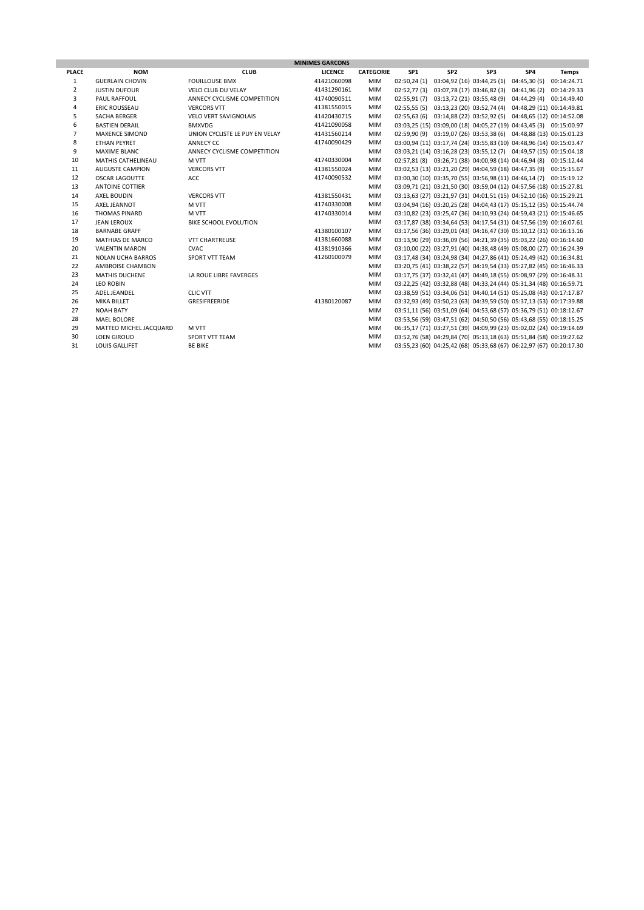| MINIMES GARCONS | | | | | | | | | |
|---|---|---|---|---|---|---|---|---|---|
| PLACE | NOM | CLUB | LICENCE | CATEGORIE | SP1 | SP2 | SP3 | SP4 | Temps |
| 1 | GUERLAIN CHOVIN | FOUILLOUSE BMX | 41421060098 | MIM | 02:50,24 (1) | 03:04,92 (16) | 03:44,25 (1) | 04:45,30 (5) | 00:14:24.71 |
| 2 | JUSTIN DUFOUR | VELO CLUB DU VELAY | 41431290161 | MIM | 02:52,77 (3) | 03:07,78 (17) | 03:46,82 (3) | 04:41,96 (2) | 00:14:29.33 |
| 3 | PAUL RAFFOUL | ANNECY CYCLISME COMPETITION | 41740090511 | MIM | 02:55,91 (7) | 03:13,72 (21) | 03:55,48 (9) | 04:44,29 (4) | 00:14:49.40 |
| 4 | ERIC ROUSSEAU | VERCORS VTT | 41381550015 | MIM | 02:55,55 (5) | 03:13,23 (20) | 03:52,74 (4) | 04:48,29 (11) | 00:14:49.81 |
| 5 | SACHA BERGER | VELO VERT SAVIGNOLAIS | 41420430715 | MIM | 02:55,63 (6) | 03:14,88 (22) | 03:52,92 (5) | 04:48,65 (12) | 00:14:52.08 |
| 6 | BASTIEN DERAIL | BMXVDG | 41421090058 | MIM | 03:03,25 (15) | 03:09,00 (18) | 04:05,27 (19) | 04:43,45 (3) | 00:15:00.97 |
| 7 | MAXENCE SIMOND | UNION CYCLISTE LE PUY EN VELAY | 41431560214 | MIM | 02:59,90 (9) | 03:19,07 (26) | 03:53,38 (6) | 04:48,88 (13) | 00:15:01.23 |
| 8 | ETHAN PEYRET | ANNECY CC | 41740090429 | MIM | 03:00,94 (11) | 03:17,74 (24) | 03:55,83 (10) | 04:48,96 (14) | 00:15:03.47 |
| 9 | MAXIME BLANC | ANNECY CYCLISME COMPETITION | | MIM | 03:03,21 (14) | 03:16,28 (23) | 03:55,12 (7) | 04:49,57 (15) | 00:15:04.18 |
| 10 | MATHIS CATHELINEAU | M VTT | 41740330004 | MIM | 02:57,81 (8) | 03:26,71 (38) | 04:00,98 (14) | 04:46,94 (8) | 00:15:12.44 |
| 11 | AUGUSTE CAMPION | VERCORS VTT | 41381550024 | MIM | 03:02,53 (13) | 03:21,20 (29) | 04:04,59 (18) | 04:47,35 (9) | 00:15:15.67 |
| 12 | OSCAR LAGOUTTE | ACC | 41740090532 | MIM | 03:00,30 (10) | 03:35,70 (55) | 03:56,98 (11) | 04:46,14 (7) | 00:15:19.12 |
| 13 | ANTOINE COTTIER | | | MIM | 03:09,71 (21) | 03:21,50 (30) | 03:59,04 (12) | 04:57,56 (18) | 00:15:27.81 |
| 14 | AXEL BOUDIN | VERCORS VTT | 41381550431 | MIM | 03:13,63 (27) | 03:21,97 (31) | 04:01,51 (15) | 04:52,10 (16) | 00:15:29.21 |
| 15 | AXEL JEANNOT | M VTT | 41740330008 | MIM | 03:04,94 (16) | 03:20,25 (28) | 04:04,43 (17) | 05:15,12 (35) | 00:15:44.74 |
| 16 | THOMAS PINARD | M VTT | 41740330014 | MIM | 03:10,82 (23) | 03:25,47 (36) | 04:10,93 (24) | 04:59,43 (21) | 00:15:46.65 |
| 17 | JEAN LEROUX | BIKE SCHOOL EVOLUTION | | MIM | 03:17,87 (38) | 03:34,64 (53) | 04:17,54 (31) | 04:57,56 (19) | 00:16:07.61 |
| 18 | BARNABE GRAFF | | 41380100107 | MIM | 03:17,56 (36) | 03:29,01 (43) | 04:16,47 (30) | 05:10,12 (31) | 00:16:13.16 |
| 19 | MATHIAS DE MARCO | VTT CHARTREUSE | 41381660088 | MIM | 03:13,90 (29) | 03:36,09 (56) | 04:21,39 (35) | 05:03,22 (26) | 00:16:14.60 |
| 20 | VALENTIN MARON | CVAC | 41381910366 | MIM | 03:10,00 (22) | 03:27,91 (40) | 04:38,48 (49) | 05:08,00 (27) | 00:16:24.39 |
| 21 | NOLAN UCHA BARROS | SPORT VTT TEAM | 41260100079 | MIM | 03:17,48 (34) | 03:24,98 (34) | 04:27,86 (41) | 05:24,49 (42) | 00:16:34.81 |
| 22 | AMBROISE CHAMBON | | | MIM | 03:20,75 (41) | 03:38,22 (57) | 04:19,54 (33) | 05:27,82 (45) | 00:16:46.33 |
| 23 | MATHIS DUCHENE | LA ROUE LIBRE FAVERGES | | MIM | 03:17,75 (37) | 03:32,41 (47) | 04:49,18 (55) | 05:08,97 (29) | 00:16:48.31 |
| 24 | LEO ROBIN | | | MIM | 03:22,25 (42) | 03:32,88 (48) | 04:33,24 (44) | 05:31,34 (48) | 00:16:59.71 |
| 25 | ADEL JEANDEL | CLIC VTT | | MIM | 03:38,59 (51) | 03:34,06 (51) | 04:40,14 (51) | 05:25,08 (43) | 00:17:17.87 |
| 26 | MIKA BILLET | GRESIFREERIDE | 41380120087 | MIM | 03:32,93 (49) | 03:50,23 (63) | 04:39,59 (50) | 05:37,13 (53) | 00:17:39.88 |
| 27 | NOAH BATY | | | MIM | 03:51,11 (56) | 03:51,09 (64) | 04:53,68 (57) | 05:36,79 (51) | 00:18:12.67 |
| 28 | MAEL BOLORE | | | MIM | 03:53,56 (59) | 03:47,51 (62) | 04:50,50 (56) | 05:43,68 (55) | 00:18:15.25 |
| 29 | MATTEO MICHEL JACQUARD | M VTT | | MIM | 06:35,17 (71) | 03:27,51 (39) | 04:09,99 (23) | 05:02,02 (24) | 00:19:14.69 |
| 30 | LOEN GIROUD | SPORT VTT TEAM | | MIM | 03:52,76 (58) | 04:29,84 (70) | 05:13,18 (63) | 05:51,84 (58) | 00:19:27.62 |
| 31 | LOUIS GALLIFET | BE BIKE | | MIM | 03:55,23 (60) | 04:25,42 (68) | 05:33,68 (67) | 06:22,97 (67) | 00:20:17.30 |